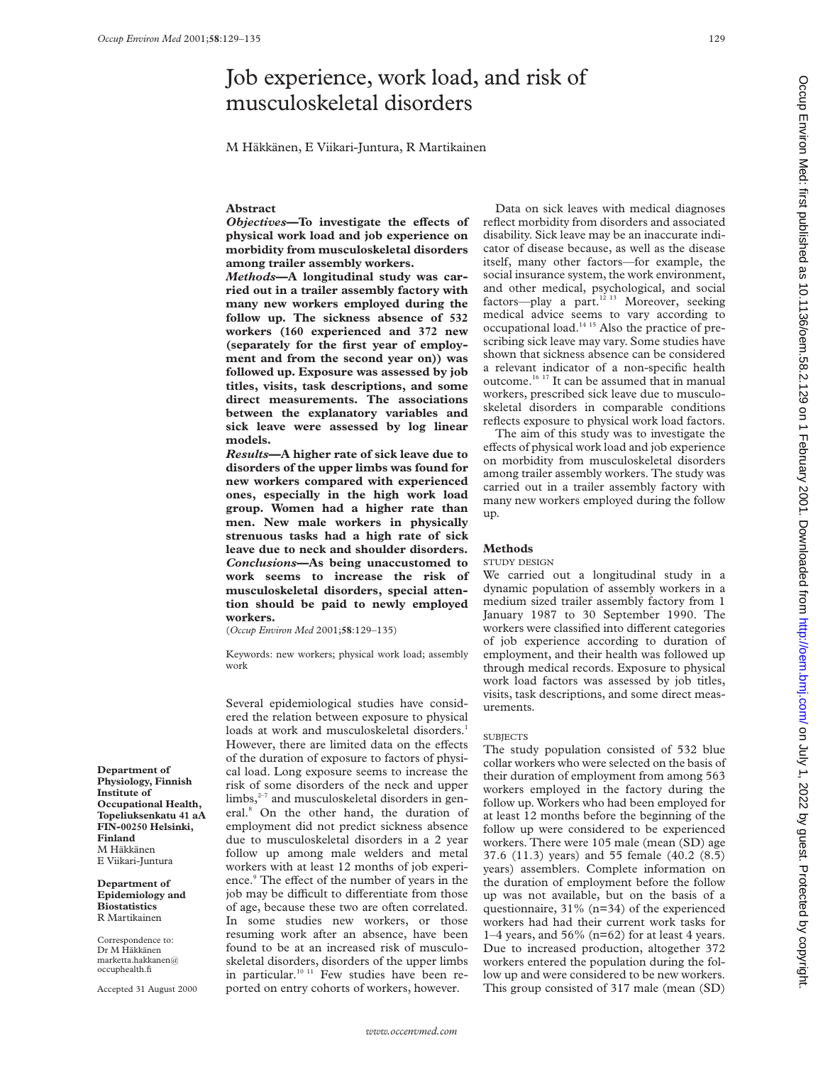# Job experience, work load, and risk of musculoskeletal disorders

M Häkkänen, E Viikari-Juntura, R Martikainen

## Abstract

***Objectives*—To investigate the effects of physical work load and job experience on morbidity from musculoskeletal disorders among trailer assembly workers.**

***Methods*—A longitudinal study was carried out in a trailer assembly factory with many new workers employed during the follow up. The sickness absence of 532 workers (160 experienced and 372 new (separately for the first year of employment and from the second year on)) was followed up. Exposure was assessed by job titles, visits, task descriptions, and some direct measurements. The associations between the explanatory variables and sick leave were assessed by log linear models.**

***Results*—A higher rate of sick leave due to disorders of the upper limbs was found for new workers compared with experienced ones, especially in the high work load group. Women had a higher rate than men. New male workers in physically strenuous tasks had a high rate of sick leave due to neck and shoulder disorders.**

***Conclusions*—As being unaccustomed to work seems to increase the risk of musculoskeletal disorders, special attention should be paid to newly employed workers.**

(*Occup Environ Med* 2001;**58**:129–135)

Keywords: new workers; physical work load; assembly work

**Department of Physiology, Finnish Institute of Occupational Health, Topeliuksenkatu 41 aA FIN-00250 Helsinki, Finland**
M Häkkänen
E Viikari-Juntura

**Department of Epidemiology and Biostatistics**
R Martikainen

Correspondence to: Dr M Häkkänen marketta.hakkanen@occuphealth.fi

Accepted 31 August 2000

Several epidemiological studies have considered the relation between exposure to physical loads at work and musculoskeletal disorders.[1] However, there are limited data on the effects of the duration of exposure to factors of physical load. Long exposure seems to increase the risk of some disorders of the neck and upper limbs,[2–7] and musculoskeletal disorders in general.[8] On the other hand, the duration of employment did not predict sickness absence due to musculoskeletal disorders in a 2 year follow up among male welders and metal workers with at least 12 months of job experience.[9] The effect of the number of years in the job may be difficult to differentiate from those of age, because these two are often correlated. In some studies new workers, or those resuming work after an absence, have been found to be at an increased risk of musculoskeletal disorders, disorders of the upper limbs in particular.[10 11] Few studies have been reported on entry cohorts of workers, however.

Data on sick leaves with medical diagnoses reflect morbidity from disorders and associated disability. Sick leave may be an inaccurate indicator of disease because, as well as the disease itself, many other factors—for example, the social insurance system, the work environment, and other medical, psychological, and social factors—play a part.[12 13] Moreover, seeking medical advice seems to vary according to occupational load.[14 15] Also the practice of prescribing sick leave may vary. Some studies have shown that sickness absence can be considered a relevant indicator of a non-specific health outcome.[16 17] It can be assumed that in manual workers, prescribed sick leave due to musculoskeletal disorders in comparable conditions reflects exposure to physical work load factors.

The aim of this study was to investigate the effects of physical work load and job experience on morbidity from musculoskeletal disorders among trailer assembly workers. The study was carried out in a trailer assembly factory with many new workers employed during the follow up.

## Methods

### STUDY DESIGN

We carried out a longitudinal study in a dynamic population of assembly workers in a medium sized trailer assembly factory from 1 January 1987 to 30 September 1990. The workers were classified into different categories of job experience according to duration of employment, and their health was followed up through medical records. Exposure to physical work load factors was assessed by job titles, visits, task descriptions, and some direct measurements.

### SUBJECTS

The study population consisted of 532 blue collar workers who were selected on the basis of their duration of employment from among 563 workers employed in the factory during the follow up. Workers who had been employed for at least 12 months before the beginning of the follow up were considered to be experienced workers. There were 105 male (mean (SD) age 37.6 (11.3) years) and 55 female (40.2 (8.5) years) assemblers. Complete information on the duration of employment before the follow up was not available, but on the basis of a questionnaire, 31% (n=34) of the experienced workers had had their current work tasks for 1–4 years, and 56% (n=62) for at least 4 years. Due to increased production, altogether 372 workers entered the population during the follow up and were considered to be new workers. This group consisted of 317 male (mean (SD)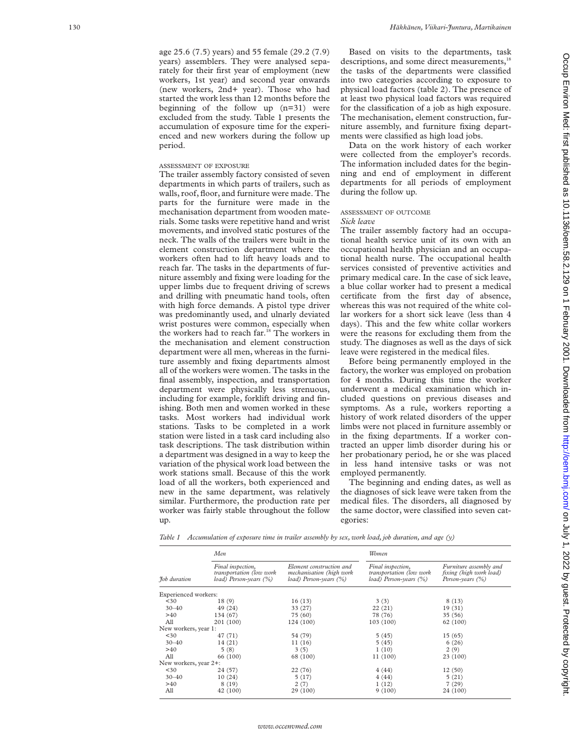age 25.6 (7.5) years) and 55 female (29.2 (7.9) years) assemblers. They were analysed separately for their first year of employment (new workers, 1st year) and second year onwards (new workers, 2nd+ year). Those who had started the work less than 12 months before the beginning of the follow up (n=31) were excluded from the study. Table 1 presents the accumulation of exposure time for the experienced and new workers during the follow up period.

### ASSESSMENT OF EXPOSURE

The trailer assembly factory consisted of seven departments in which parts of trailers, such as walls, roof, floor, and furniture were made. The parts for the furniture were made in the mechanisation department from wooden materials. Some tasks were repetitive hand and wrist movements, and involved static postures of the neck. The walls of the trailers were built in the element construction department where the workers often had to lift heavy loads and to reach far. The tasks in the departments of furniture assembly and fixing were loading for the upper limbs due to frequent driving of screws and drilling with pneumatic hand tools, often with high force demands. A pistol type driver was predominantly used, and ulnarly deviated wrist postures were common, especially when the workers had to reach far.[18] The workers in the mechanisation and element construction department were all men, whereas in the furniture assembly and fixing departments almost all of the workers were women. The tasks in the final assembly, inspection, and transportation department were physically less strenuous, including for example, forklift driving and finishing. Both men and women worked in these tasks. Most workers had individual work stations. Tasks to be completed in a work station were listed in a task card including also task descriptions. The task distribution within a department was designed in a way to keep the variation of the physical work load between the work stations small. Because of this the work load of all the workers, both experienced and new in the same department, was relatively similar. Furthermore, the production rate per worker was fairly stable throughout the follow up.

Based on visits to the departments, task descriptions, and some direct measurements,[18] the tasks of the departments were classified into two categories according to exposure to physical load factors (table 2). The presence of at least two physical load factors was required for the classification of a job as high exposure. The mechanisation, element construction, furniture assembly, and furniture fixing departments were classified as high load jobs.

Data on the work history of each worker were collected from the employer's records. The information included dates for the beginning and end of employment in different departments for all periods of employment during the follow up.

### ASSESSMENT OF OUTCOME

*Sick leave*

The trailer assembly factory had an occupational health service unit of its own with an occupational health physician and an occupational health nurse. The occupational health services consisted of preventive activities and primary medical care. In the case of sick leave, a blue collar worker had to present a medical certificate from the first day of absence, whereas this was not required of the white collar workers for a short sick leave (less than 4 days). This and the few white collar workers were the reasons for excluding them from the study. The diagnoses as well as the days of sick leave were registered in the medical files.

Before being permanently employed in the factory, the worker was employed on probation for 4 months. During this time the worker underwent a medical examination which included questions on previous diseases and symptoms. As a rule, workers reporting a history of work related disorders of the upper limbs were not placed in furniture assembly or in the fixing departments. If a worker contracted an upper limb disorder during his or her probationary period, he or she was placed in less hand intensive tasks or was not employed permanently.

The beginning and ending dates, as well as the diagnoses of sick leave were taken from the medical files. The disorders, all diagnosed by the same doctor, were classified into seven categories:

*Table 1 Accumulation of exposure time in trailer assembly by sex, work load, job duration, and age (y)*

| | Men | | Women | |
|---|---|---|---|---|
| *Job duration* | *Final inspection, transportation (low work load) Person-years (%)* | *Element construction and mechanisation (high work load) Person-years (%)* | *Final inspection, transportation (low work load) Person-years (%)* | *Furniture assembly and fixing (high work load) Person-years (%)* |
| Experienced workers: | | | | |
| <30 | 18 (9) | 16 (13) | 3 (3) | 8 (13) |
| 30–40 | 49 (24) | 33 (27) | 22 (21) | 19 (31) |
| >40 | 134 (67) | 75 (60) | 78 (76) | 35 (56) |
| All | 201 (100) | 124 (100) | 103 (100) | 62 (100) |
| New workers, year 1: | | | | |
| <30 | 47 (71) | 54 (79) | 5 (45) | 15 (65) |
| 30–40 | 14 (21) | 11 (16) | 5 (45) | 6 (26) |
| >40 | 5 (8) | 3 (5) | 1 (10) | 2 (9) |
| All | 66 (100) | 68 (100) | 11 (100) | 23 (100) |
| New workers, year 2+: | | | | |
| <30 | 24 (57) | 22 (76) | 4 (44) | 12 (50) |
| 30–40 | 10 (24) | 5 (17) | 4 (44) | 5 (21) |
| >40 | 8 (19) | 2 (7) | 1 (12) | 7 (29) |
| All | 42 (100) | 29 (100) | 9 (100) | 24 (100) |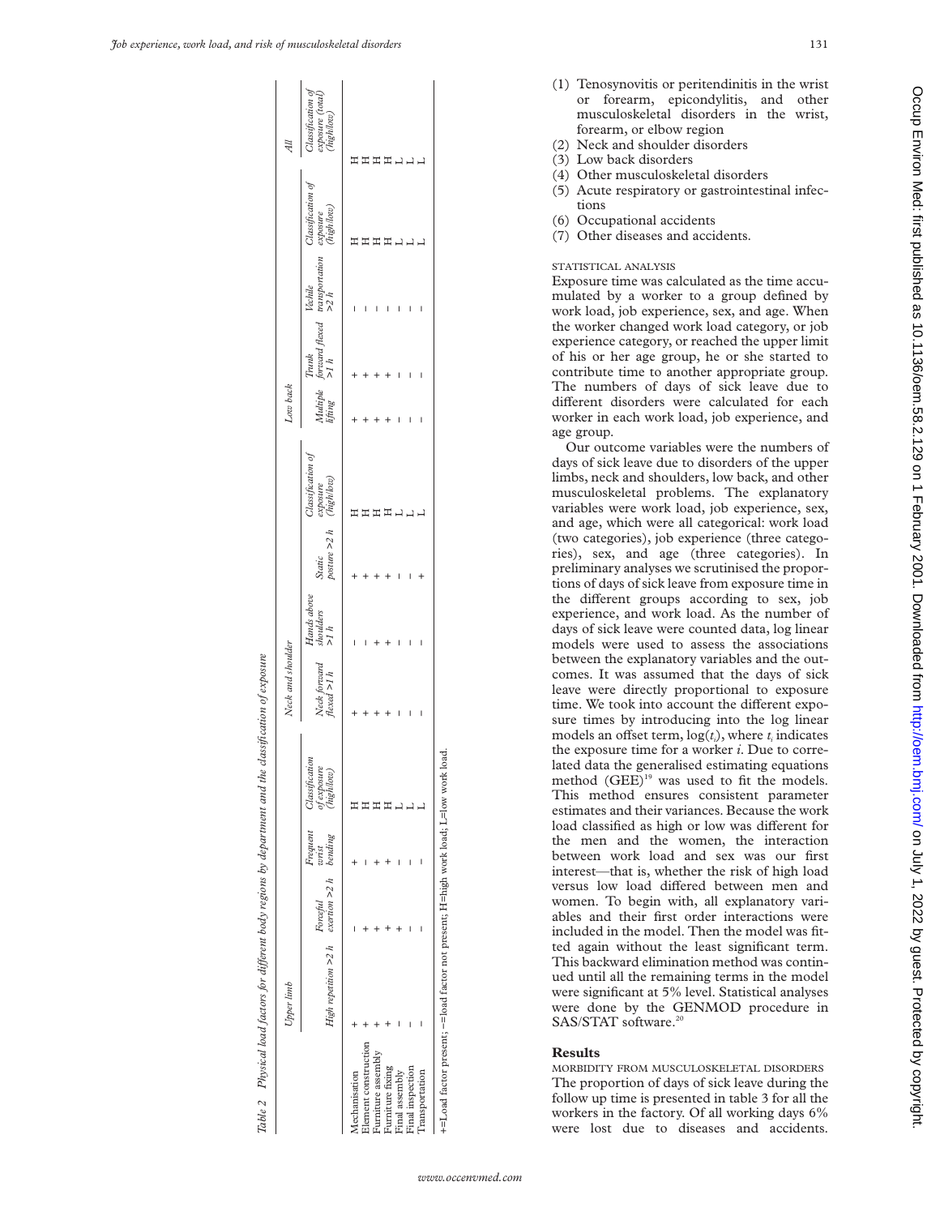Table 2 Physical load factors for different body regions by department and the classification of exposure

| | Upper limb | | | | Neck and shoulder | | | | Low back | | | | All |
|---|---|---|---|---|---|---|---|---|---|---|---|---|---|
| | High repetition >2 h | Forceful exertion >2 h | Frequent wrist bending | Classification of exposure (high/low) | Neck forward flexed >1 h | Hands above shoulders >1 h | Static posture >2 h | Classification of exposure (high/low) | Multiple lifting | Trunk forward flexed >1 h | Vehicle transportation >2 h | Classification of exposure (high/low) | Classification of exposure (total) (high/low) |
| Mechanisation | + | − | + | H | + | − | + | H | + | + | − | H | H |
| Element construction | + | + | − | H | + | − | + | H | + | + | − | H | H |
| Furniture assembly | + | + | + | H | + | + | + | H | + | + | − | H | H |
| Furniture fixing | + | + | + | H | + | + | + | H | + | + | − | H | H |
| Final assembly | − | + | − | L | − | − | − | L | − | − | − | L | L |
| Final inspection | − | − | − | L | − | − | − | L | − | − | − | L | L |
| Transportation | − | − | − | L | − | − | + | L | − | − | − | L | L |

+=Load factor present; −=load factor not present; H=high work load; L=low work load.

(1) Tenosynovitis or peritendinitis in the wrist or forearm, epicondylitis, and other musculoskeletal disorders in the wrist, forearm, or elbow region
(2) Neck and shoulder disorders
(3) Low back disorders
(4) Other musculoskeletal disorders
(5) Acute respiratory or gastrointestinal infections
(6) Occupational accidents
(7) Other diseases and accidents.

### STATISTICAL ANALYSIS

Exposure time was calculated as the time accumulated by a worker to a group defined by work load, job experience, sex, and age. When the worker changed work load category, or job experience category, or reached the upper limit of his or her age group, he or she started to contribute time to another appropriate group. The numbers of days of sick leave due to different disorders were calculated for each worker in each work load, job experience, and age group.

Our outcome variables were the numbers of days of sick leave due to disorders of the upper limbs, neck and shoulders, low back, and other musculoskeletal problems. The explanatory variables were work load, job experience, sex, and age, which were all categorical: work load (two categories), job experience (three categories), sex, and age (three categories). In preliminary analyses we scrutinised the proportions of days of sick leave from exposure time in the different groups according to sex, job experience, and work load. As the number of days of sick leave were counted data, log linear models were used to assess the associations between the explanatory variables and the outcomes. It was assumed that the days of sick leave were directly proportional to exposure time. We took into account the different exposure times by introducing into the log linear models an offset term, $\log(t_i)$, where $t_i$ indicates the exposure time for a worker $i$. Due to correlated data the generalised estimating equations method (GEE)[19] was used to fit the models. This method ensures consistent parameter estimates and their variances. Because the work load classified as high or low was different for the men and the women, the interaction between work load and sex was our first interest—that is, whether the risk of high load versus low load differed between men and women. To begin with, all explanatory variables and their first order interactions were included in the model. Then the model was fitted again without the least significant term. This backward elimination method was continued until all the remaining terms in the model were significant at 5% level. Statistical analyses were done by the GENMOD procedure in SAS/STAT software.[20]

## Results

### MORBIDITY FROM MUSCULOSKELETAL DISORDERS

The proportion of days of sick leave during the follow up time is presented in table 3 for all the workers in the factory. Of all working days 6% were lost due to diseases and accidents.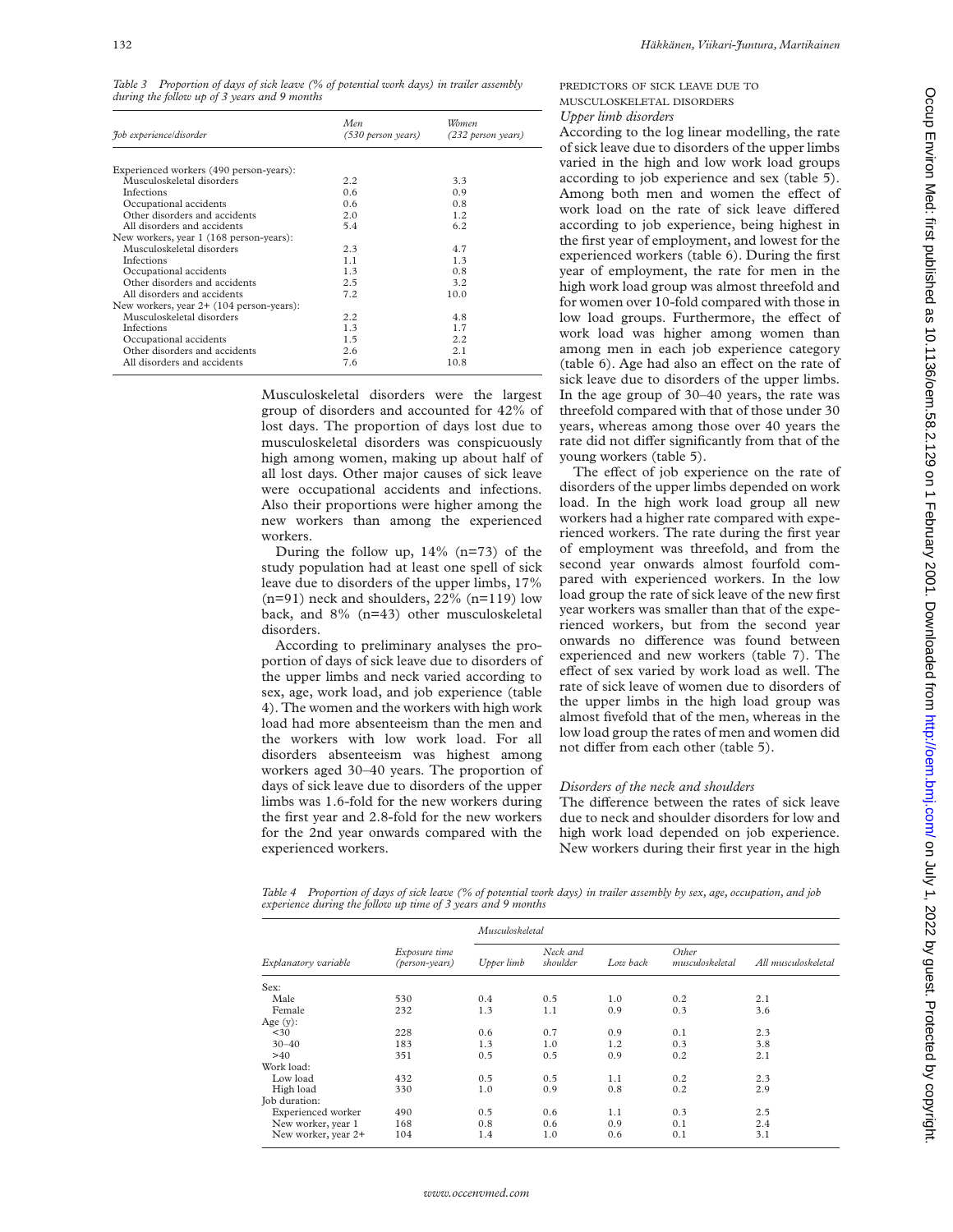*Table 3 Proportion of days of sick leave (% of potential work days) in trailer assembly during the follow up of 3 years and 9 months*

| *Job experience/disorder* | *Men (530 person years)* | *Women (232 person years)* |
|---|---|---|
| Experienced workers (490 person-years): | | |
| Musculoskeletal disorders | 2.2 | 3.3 |
| Infections | 0.6 | 0.9 |
| Occupational accidents | 0.6 | 0.8 |
| Other disorders and accidents | 2.0 | 1.2 |
| All disorders and accidents | 5.4 | 6.2 |
| New workers, year 1 (168 person-years): | | |
| Musculoskeletal disorders | 2.3 | 4.7 |
| Infections | 1.1 | 1.3 |
| Occupational accidents | 1.3 | 0.8 |
| Other disorders and accidents | 2.5 | 3.2 |
| All disorders and accidents | 7.2 | 10.0 |
| New workers, year 2+ (104 person-years): | | |
| Musculoskeletal disorders | 2.2 | 4.8 |
| Infections | 1.3 | 1.7 |
| Occupational accidents | 1.5 | 2.2 |
| Other disorders and accidents | 2.6 | 2.1 |
| All disorders and accidents | 7.6 | 10.8 |

Musculoskeletal disorders were the largest group of disorders and accounted for 42% of lost days. The proportion of days lost due to musculoskeletal disorders was conspicuously high among women, making up about half of all lost days. Other major causes of sick leave were occupational accidents and infections. Also their proportions were higher among the new workers than among the experienced workers.

During the follow up, 14% (n=73) of the study population had at least one spell of sick leave due to disorders of the upper limbs, 17% (n=91) neck and shoulders, 22% (n=119) low back, and 8% (n=43) other musculoskeletal disorders.

According to preliminary analyses the proportion of days of sick leave due to disorders of the upper limbs and neck varied according to sex, age, work load, and job experience (table 4). The women and the workers with high work load had more absenteeism than the men and the workers with low work load. For all disorders absenteeism was highest among workers aged 30–40 years. The proportion of days of sick leave due to disorders of the upper limbs was 1.6-fold for the new workers during the first year and 2.8-fold for the new workers for the 2nd year onwards compared with the experienced workers.

## PREDICTORS OF SICK LEAVE DUE TO MUSCULOSKELETAL DISORDERS

### *Upper limb disorders*

According to the log linear modelling, the rate of sick leave due to disorders of the upper limbs varied in the high and low work load groups according to job experience and sex (table 5). Among both men and women the effect of work load on the rate of sick leave differed according to job experience, being highest in the first year of employment, and lowest for the experienced workers (table 6). During the first year of employment, the rate for men in the high work load group was almost threefold and for women over 10-fold compared with those in low load groups. Furthermore, the effect of work load was higher among women than among men in each job experience category (table 6). Age had also an effect on the rate of sick leave due to disorders of the upper limbs. In the age group of 30–40 years, the rate was threefold compared with that of those under 30 years, whereas among those over 40 years the rate did not differ significantly from that of the young workers (table 5).

The effect of job experience on the rate of disorders of the upper limbs depended on work load. In the high work load group all new workers had a higher rate compared with experienced workers. The rate during the first year of employment was threefold, and from the second year onwards almost fourfold compared with experienced workers. In the low load group the rate of sick leave of the new first year workers was smaller than that of the experienced workers, but from the second year onwards no difference was found between experienced and new workers (table 7). The effect of sex varied by work load as well. The rate of sick leave of women due to disorders of the upper limbs in the high load group was almost fivefold that of the men, whereas in the low load group the rates of men and women did not differ from each other (table 5).

### *Disorders of the neck and shoulders*

The difference between the rates of sick leave due to neck and shoulder disorders for low and high work load depended on job experience. New workers during their first year in the high

*Table 4 Proportion of days of sick leave (% of potential work days) in trailer assembly by sex, age, occupation, and job experience during the follow up time of 3 years and 9 months*

| | | *Musculoskeletal* | | | | |
|---|---|---|---|---|---|---|
| *Explanatory variable* | *Exposure time (person-years)* | *Upper limb* | *Neck and shoulder* | *Low back* | *Other musculoskeletal* | *All musculoskeletal* |
| Sex: | | | | | | |
| Male | 530 | 0.4 | 0.5 | 1.0 | 0.2 | 2.1 |
| Female | 232 | 1.3 | 1.1 | 0.9 | 0.3 | 3.6 |
| Age (y): | | | | | | |
| <30 | 228 | 0.6 | 0.7 | 0.9 | 0.1 | 2.3 |
| 30–40 | 183 | 1.3 | 1.0 | 1.2 | 0.3 | 3.8 |
| >40 | 351 | 0.5 | 0.5 | 0.9 | 0.2 | 2.1 |
| Work load: | | | | | | |
| Low load | 432 | 0.5 | 0.5 | 1.1 | 0.2 | 2.3 |
| High load | 330 | 1.0 | 0.9 | 0.8 | 0.2 | 2.9 |
| Job duration: | | | | | | |
| Experienced worker | 490 | 0.5 | 0.6 | 1.1 | 0.3 | 2.5 |
| New worker, year 1 | 168 | 0.8 | 0.6 | 0.9 | 0.1 | 2.4 |
| New worker, year 2+ | 104 | 1.4 | 1.0 | 0.6 | 0.1 | 3.1 |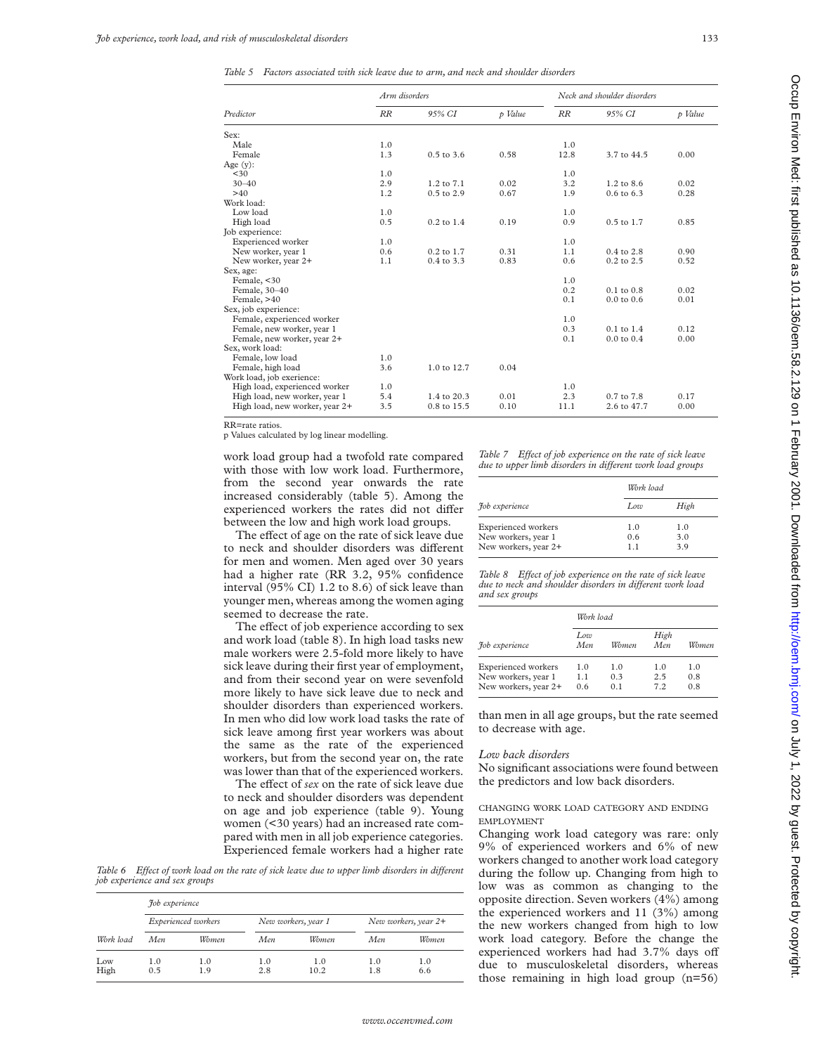Table 5 Factors associated with sick leave due to arm, and neck and shoulder disorders

| Predictor | Arm disorders | | | Neck and shoulder disorders | | |
|---|---|---|---|---|---|---|
| | RR | 95% CI | p Value | RR | 95% CI | p Value |
| Sex: | | | | | | |
| Male | 1.0 | | | 1.0 | | |
| Female | 1.3 | 0.5 to 3.6 | 0.58 | 12.8 | 3.7 to 44.5 | 0.00 |
| Age (y): | | | | | | |
| <30 | 1.0 | | | 1.0 | | |
| 30–40 | 2.9 | 1.2 to 7.1 | 0.02 | 3.2 | 1.2 to 8.6 | 0.02 |
| >40 | 1.2 | 0.5 to 2.9 | 0.67 | 1.9 | 0.6 to 6.3 | 0.28 |
| Work load: | | | | | | |
| Low load | 1.0 | | | 1.0 | | |
| High load | 0.5 | 0.2 to 1.4 | 0.19 | 0.9 | 0.5 to 1.7 | 0.85 |
| Job experience: | | | | | | |
| Experienced worker | 1.0 | | | 1.0 | | |
| New worker, year 1 | 0.6 | 0.2 to 1.7 | 0.31 | 1.1 | 0.4 to 2.8 | 0.90 |
| New worker, year 2+ | 1.1 | 0.4 to 3.3 | 0.83 | 0.6 | 0.2 to 2.5 | 0.52 |
| Sex, age: | | | | | | |
| Female, <30 | | | | 1.0 | | |
| Female, 30–40 | | | | 0.2 | 0.1 to 0.8 | 0.02 |
| Female, >40 | | | | 0.1 | 0.0 to 0.6 | 0.01 |
| Sex, job experience: | | | | | | |
| Female, experienced worker | | | | 1.0 | | |
| Female, new worker, year 1 | | | | 0.3 | 0.1 to 1.4 | 0.12 |
| Female, new worker, year 2+ | | | | 0.1 | 0.0 to 0.4 | 0.00 |
| Sex, work load: | | | | | | |
| Female, low load | 1.0 | | | | | |
| Female, high load | 3.6 | 1.0 to 12.7 | 0.04 | | | |
| Work load, job exerience: | | | | | | |
| High load, experienced worker | 1.0 | | | 1.0 | | |
| High load, new worker, year 1 | 5.4 | 1.4 to 20.3 | 0.01 | 2.3 | 0.7 to 7.8 | 0.17 |
| High load, new worker, year 2+ | 3.5 | 0.8 to 15.5 | 0.10 | 11.1 | 2.6 to 47.7 | 0.00 |

RR=rate ratios.
p Values calculated by log linear modelling.

work load group had a twofold rate compared with those with low work load. Furthermore, from the second year onwards the rate increased considerably (table 5). Among the experienced workers the rates did not differ between the low and high work load groups.

The effect of age on the rate of sick leave due to neck and shoulder disorders was different for men and women. Men aged over 30 years had a higher rate (RR 3.2, 95% confidence interval (95% CI) 1.2 to 8.6) of sick leave than younger men, whereas among the women aging seemed to decrease the rate.

The effect of job experience according to sex and work load (table 8). In high load tasks new male workers were 2.5-fold more likely to have sick leave during their first year of employment, and from their second year on were sevenfold more likely to have sick leave due to neck and shoulder disorders than experienced workers. In men who did low work load tasks the rate of sick leave among first year workers was about the same as the rate of the experienced workers, but from the second year on, the rate was lower than that of the experienced workers.

The effect of *sex* on the rate of sick leave due to neck and shoulder disorders was dependent on age and job experience (table 9). Young women (<30 years) had an increased rate compared with men in all job experience categories. Experienced female workers had a higher rate than men in all age groups, but the rate seemed to decrease with age.

Table 6 Effect of work load on the rate of sick leave due to upper limb disorders in different job experience and sex groups

| Work load | Experienced workers | | New workers, year 1 | | New workers, year 2+ | |
|---|---|---|---|---|---|---|
| | Men | Women | Men | Women | Men | Women |
| Low | 1.0 | 1.0 | 1.0 | 1.0 | 1.0 | 1.0 |
| High | 0.5 | 1.9 | 2.8 | 10.2 | 1.8 | 6.6 |

Table 7 Effect of job experience on the rate of sick leave due to upper limb disorders in different work load groups

| Job experience | Work load: Low | High |
|---|---|---|
| Experienced workers | 1.0 | 1.0 |
| New workers, year 1 | 0.6 | 3.0 |
| New workers, year 2+ | 1.1 | 3.9 |

Table 8 Effect of job experience on the rate of sick leave due to neck and shoulder disorders in different work load and sex groups

| Job experience | Work load: Low | | High | |
|---|---|---|---|---|
| | Men | Women | Men | Women |
| Experienced workers | 1.0 | 1.0 | 1.0 | 1.0 |
| New workers, year 1 | 1.1 | 0.3 | 2.5 | 0.8 |
| New workers, year 2+ | 0.6 | 0.1 | 7.2 | 0.8 |

### *Low back disorders*

No significant associations were found between the predictors and low back disorders.

### CHANGING WORK LOAD CATEGORY AND ENDING EMPLOYMENT

Changing work load category was rare: only 9% of experienced workers and 6% of new workers changed to another work load category during the follow up. Changing from high to low was as common as changing to the opposite direction. Seven workers (4%) among the experienced workers and 11 (3%) among the new workers changed from high to low work load category. Before the change the experienced workers had had 3.7% days off due to musculoskeletal disorders, whereas those remaining in high load group (n=56)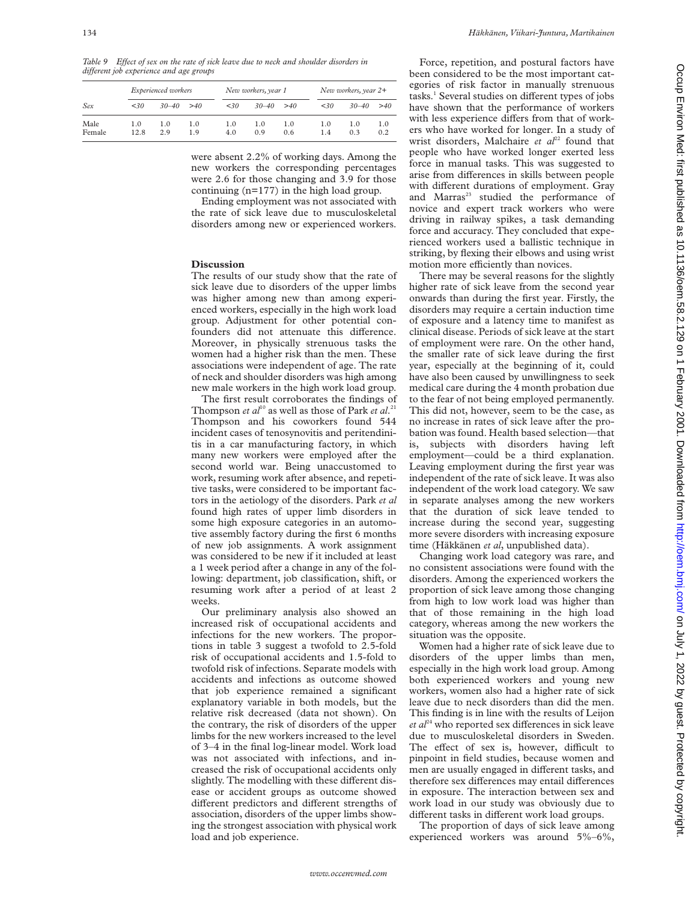*Table 9 Effect of sex on the rate of sick leave due to neck and shoulder disorders in different job experience and age groups*

| Sex | Experienced workers | | | New workers, year 1 | | | New workers, year 2+ | | |
|---|---|---|---|---|---|---|---|---|---|
| | <30 | 30–40 | >40 | <30 | 30–40 | >40 | <30 | 30–40 | >40 |
| Male | 1.0 | 1.0 | 1.0 | 1.0 | 1.0 | 1.0 | 1.0 | 1.0 | 1.0 |
| Female | 12.8 | 2.9 | 1.9 | 4.0 | 0.9 | 0.6 | 1.4 | 0.3 | 0.2 |

were absent 2.2% of working days. Among the new workers the corresponding percentages were 2.6 for those changing and 3.9 for those continuing (n=177) in the high load group.

Ending employment was not associated with the rate of sick leave due to musculoskeletal disorders among new or experienced workers.

## Discussion

The results of our study show that the rate of sick leave due to disorders of the upper limbs was higher among new than among experienced workers, especially in the high work load group. Adjustment for other potential confounders did not attenuate this difference. Moreover, in physically strenuous tasks the women had a higher risk than the men. These associations were independent of age. The rate of neck and shoulder disorders was high among new male workers in the high work load group.

The first result corroborates the findings of Thompson *et al*[10] as well as those of Park *et al*.[21] Thompson and his coworkers found 544 incident cases of tenosynovitis and peritendinitis in a car manufacturing factory, in which many new workers were employed after the second world war. Being unaccustomed to work, resuming work after absence, and repetitive tasks, were considered to be important factors in the aetiology of the disorders. Park *et al* found high rates of upper limb disorders in some high exposure categories in an automotive assembly factory during the first 6 months of new job assignments. A work assignment was considered to be new if it included at least a 1 week period after a change in any of the following: department, job classification, shift, or resuming work after a period of at least 2 weeks.

Our preliminary analysis also showed an increased risk of occupational accidents and infections for the new workers. The proportions in table 3 suggest a twofold to 2.5-fold risk of occupational accidents and 1.5-fold to twofold risk of infections. Separate models with accidents and infections as outcome showed that job experience remained a significant explanatory variable in both models, but the relative risk decreased (data not shown). On the contrary, the risk of disorders of the upper limbs for the new workers increased to the level of 3–4 in the final log-linear model. Work load was not associated with infections, and increased the risk of occupational accidents only slightly. The modelling with these different disease or accident groups as outcome showed different predictors and different strengths of association, disorders of the upper limbs showing the strongest association with physical work load and job experience.

Force, repetition, and postural factors have been considered to be the most important categories of risk factor in manually strenuous tasks.[1] Several studies on different types of jobs have shown that the performance of workers with less experience differs from that of workers who have worked for longer. In a study of wrist disorders, Malchaire *et al*[22] found that people who have worked longer exerted less force in manual tasks. This was suggested to arise from differences in skills between people with different durations of employment. Gray and Marras[23] studied the performance of novice and expert track workers who were driving in railway spikes, a task demanding force and accuracy. They concluded that experienced workers used a ballistic technique in striking, by flexing their elbows and using wrist motion more efficiently than novices.

There may be several reasons for the slightly higher rate of sick leave from the second year onwards than during the first year. Firstly, the disorders may require a certain induction time of exposure and a latency time to manifest as clinical disease. Periods of sick leave at the start of employment were rare. On the other hand, the smaller rate of sick leave during the first year, especially at the beginning of it, could have also been caused by unwillingness to seek medical care during the 4 month probation due to the fear of not being employed permanently. This did not, however, seem to be the case, as no increase in rates of sick leave after the probation was found. Health based selection—that is, subjects with disorders having left employment—could be a third explanation. Leaving employment during the first year was independent of the rate of sick leave. It was also independent of the work load category. We saw in separate analyses among the new workers that the duration of sick leave tended to increase during the second year, suggesting more severe disorders with increasing exposure time (Häkkänen *et al*, unpublished data).

Changing work load category was rare, and no consistent associations were found with the disorders. Among the experienced workers the proportion of sick leave among those changing from high to low work load was higher than that of those remaining in the high load category, whereas among the new workers the situation was the opposite.

Women had a higher rate of sick leave due to disorders of the upper limbs than men, especially in the high work load group. Among both experienced workers and young new workers, women also had a higher rate of sick leave due to neck disorders than did the men. This finding is in line with the results of Leijon *et al*[24] who reported sex differences in sick leave due to musculoskeletal disorders in Sweden. The effect of sex is, however, difficult to pinpoint in field studies, because women and men are usually engaged in different tasks, and therefore sex differences may entail differences in exposure. The interaction between sex and work load in our study was obviously due to different tasks in different work load groups.

The proportion of days of sick leave among experienced workers was around 5%–6%,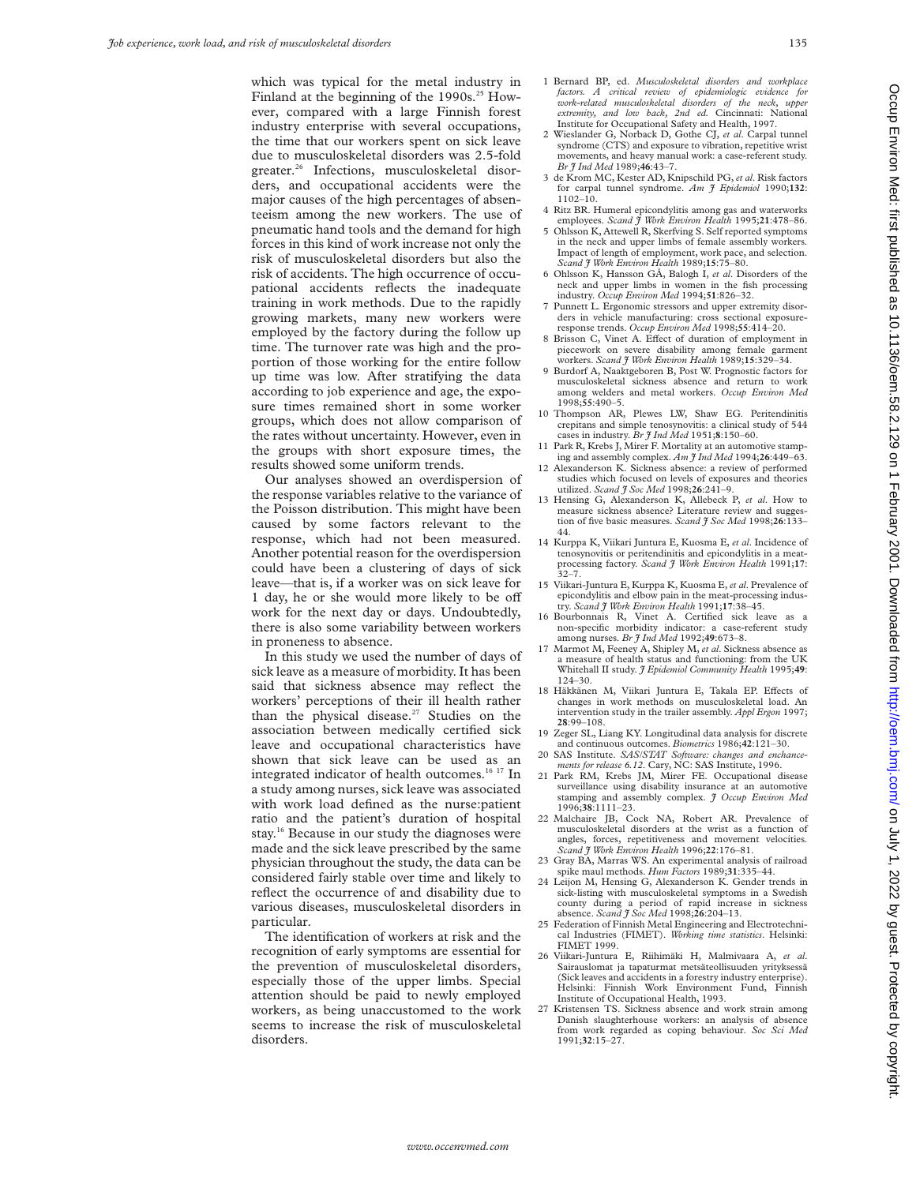which was typical for the metal industry in Finland at the beginning of the 1990s.[25] However, compared with a large Finnish forest industry enterprise with several occupations, the time that our workers spent on sick leave due to musculoskeletal disorders was 2.5-fold greater.[26] Infections, musculoskeletal disorders, and occupational accidents were the major causes of the high percentages of absenteeism among the new workers. The use of pneumatic hand tools and the demand for high forces in this kind of work increase not only the risk of musculoskeletal disorders but also the risk of accidents. The high occurrence of occupational accidents reflects the inadequate training in work methods. Due to the rapidly growing markets, many new workers were employed by the factory during the follow up time. The turnover rate was high and the proportion of those working for the entire follow up time was low. After stratifying the data according to job experience and age, the exposure times remained short in some worker groups, which does not allow comparison of the rates without uncertainty. However, even in the groups with short exposure times, the results showed some uniform trends.

Our analyses showed an overdispersion of the response variables relative to the variance of the Poisson distribution. This might have been caused by some factors relevant to the response, which had not been measured. Another potential reason for the overdispersion could have been a clustering of days of sick leave—that is, if a worker was on sick leave for 1 day, he or she would more likely to be off work for the next day or days. Undoubtedly, there is also some variability between workers in proneness to absence.

In this study we used the number of days of sick leave as a measure of morbidity. It has been said that sickness absence may reflect the workers' perceptions of their ill health rather than the physical disease.[27] Studies on the association between medically certified sick leave and occupational characteristics have shown that sick leave can be used as an integrated indicator of health outcomes.[16 17] In a study among nurses, sick leave was associated with work load defined as the nurse:patient ratio and the patient's duration of hospital stay.[16] Because in our study the diagnoses were made and the sick leave prescribed by the same physician throughout the study, the data can be considered fairly stable over time and likely to reflect the occurrence of and disability due to various diseases, musculoskeletal disorders in particular.

The identification of workers at risk and the recognition of early symptoms are essential for the prevention of musculoskeletal disorders, especially those of the upper limbs. Special attention should be paid to newly employed workers, as being unaccustomed to the work seems to increase the risk of musculoskeletal disorders.

1. Bernard BP, ed. *Musculoskeletal disorders and workplace factors. A critical review of epidemiologic evidence for work-related musculoskeletal disorders of the neck, upper extremity, and low back, 2nd ed.* Cincinnati: National Institute for Occupational Safety and Health, 1997.
2. Wieslander G, Norback D, Gothe CJ, *et al*. Carpal tunnel syndrome (CTS) and exposure to vibration, repetitive wrist movements, and heavy manual work: a case-referent study. *Br J Ind Med* 1989;**46**:43–7.
3. de Krom MC, Kester AD, Knipschild PG, *et al*. Risk factors for carpal tunnel syndrome. *Am J Epidemiol* 1990;**132**: 1102–10.
4. Ritz BR. Humeral epicondylitis among gas and waterworks employees. *Scand J Work Environ Health* 1995;**21**:478–86.
5. Ohlsson K, Attewell R, Skerfving S. Self reported symptoms in the neck and upper limbs of female assembly workers. Impact of length of employment, work pace, and selection. *Scand J Work Environ Health* 1989;**15**:75–80.
6. Ohlsson K, Hansson GÅ, Balogh I, *et al*. Disorders of the neck and upper limbs in women in the fish processing industry. *Occup Environ Med* 1994;**51**:826–32.
7. Punnett L. Ergonomic stressors and upper extremity disorders in vehicle manufacturing: cross sectional exposure-response trends. *Occup Environ Med* 1998;**55**:414–20.
8. Brisson C, Vinet A. Effect of duration of employment in piecework on severe disability among female garment workers. *Scand J Work Environ Health* 1989;**15**:329–34.
9. Burdorf A, Naaktgeboren B, Post W. Prognostic factors for musculoskeletal sickness absence and return to work among welders and metal workers. *Occup Environ Med* 1998;**55**:490–5.
10. Thompson AR, Plewes LW, Shaw EG. Peritendinitis crepitans and simple tenosynovitis: a clinical study of 544 cases in industry. *Br J Ind Med* 1951;**8**:150–60.
11. Park R, Krebs J, Mirer F. Mortality at an automotive stamping and assembly complex. *Am J Ind Med* 1994;**26**:449–63.
12. Alexanderson K. Sickness absence: a review of performed studies which focused on levels of exposures and theories utilized. *Scand J Soc Med* 1998;**26**:241–9.
13. Hensing G, Alexanderson K, Allebeck P, *et al*. How to measure sickness absence? Literature review and suggestion of five basic measures. *Scand J Soc Med* 1998;**26**:133–44.
14. Kurppa K, Viikari Juntura E, Kuosma E, *et al*. Incidence of tenosynovitis or peritendinitis and epicondylitis in a meat-processing factory. *Scand J Work Environ Health* 1991;**17**: 32–7.
15. Viikari-Juntura E, Kurppa K, Kuosma E, *et al*. Prevalence of epicondylitis and elbow pain in the meat-processing industry. *Scand J Work Environ Health* 1991;**17**:38–45.
16. Bourbonnais R, Vinet A. Certified sick leave as a non-specific morbidity indicator: a case-referent study among nurses. *Br J Ind Med* 1992;**49**:673–8.
17. Marmot M, Feeney A, Shipley M, *et al*. Sickness absence as a measure of health status and functioning: from the UK Whitehall II study. *J Epidemiol Community Health* 1995;**49**: 124–30.
18. Häkkänen M, Viikari Juntura E, Takala EP. Effects of changes in work methods on musculoskeletal load. An intervention study in the trailer assembly. *Appl Ergon* 1997; **28**:99–108.
19. Zeger SL, Liang KY. Longitudinal data analysis for discrete and continuous outcomes. *Biometrics* 1986;**42**:121–30.
20. SAS Institute. *SAS/STAT Software: changes and enchancements for release 6.12.* Cary, NC: SAS Institute, 1996.
21. Park RM, Krebs JM, Mirer FE. Occupational disease surveillance using disability insurance at an automotive stamping and assembly complex. *J Occup Environ Med* 1996;**38**:1111–23.
22. Malchaire JB, Cock NA, Robert AR. Prevalence of musculoskeletal disorders at the wrist as a function of angles, forces, repetitiveness and movement velocities. *Scand J Work Environ Health* 1996;**22**:176–81.
23. Gray BA, Marras WS. An experimental analysis of railroad spike maul methods. *Hum Factors* 1989;**31**:335–44.
24. Leijon M, Hensing G, Alexanderson K. Gender trends in sick-listing with musculoskeletal symptoms in a Swedish county during a period of rapid increase in sickness absence. *Scand J Soc Med* 1998;**26**:204–13.
25. Federation of Finnish Metal Engineering and Electrotechnical Industries (FIMET). *Working time statistics*. Helsinki: FIMET 1999.
26. Viikari-Juntura E, Riihimäki H, Malmivaara A, *et al*. Sairauslomat ja tapaturmat metsäteollisuuden yrityksessä (Sick leaves and accidents in a forestry industry enterprise). Helsinki: Finnish Work Environment Fund, Finnish Institute of Occupational Health, 1993.
27. Kristensen TS. Sickness absence and work strain among Danish slaughterhouse workers: an analysis of absence from work regarded as coping behaviour. *Soc Sci Med* 1991;**32**:15–27.